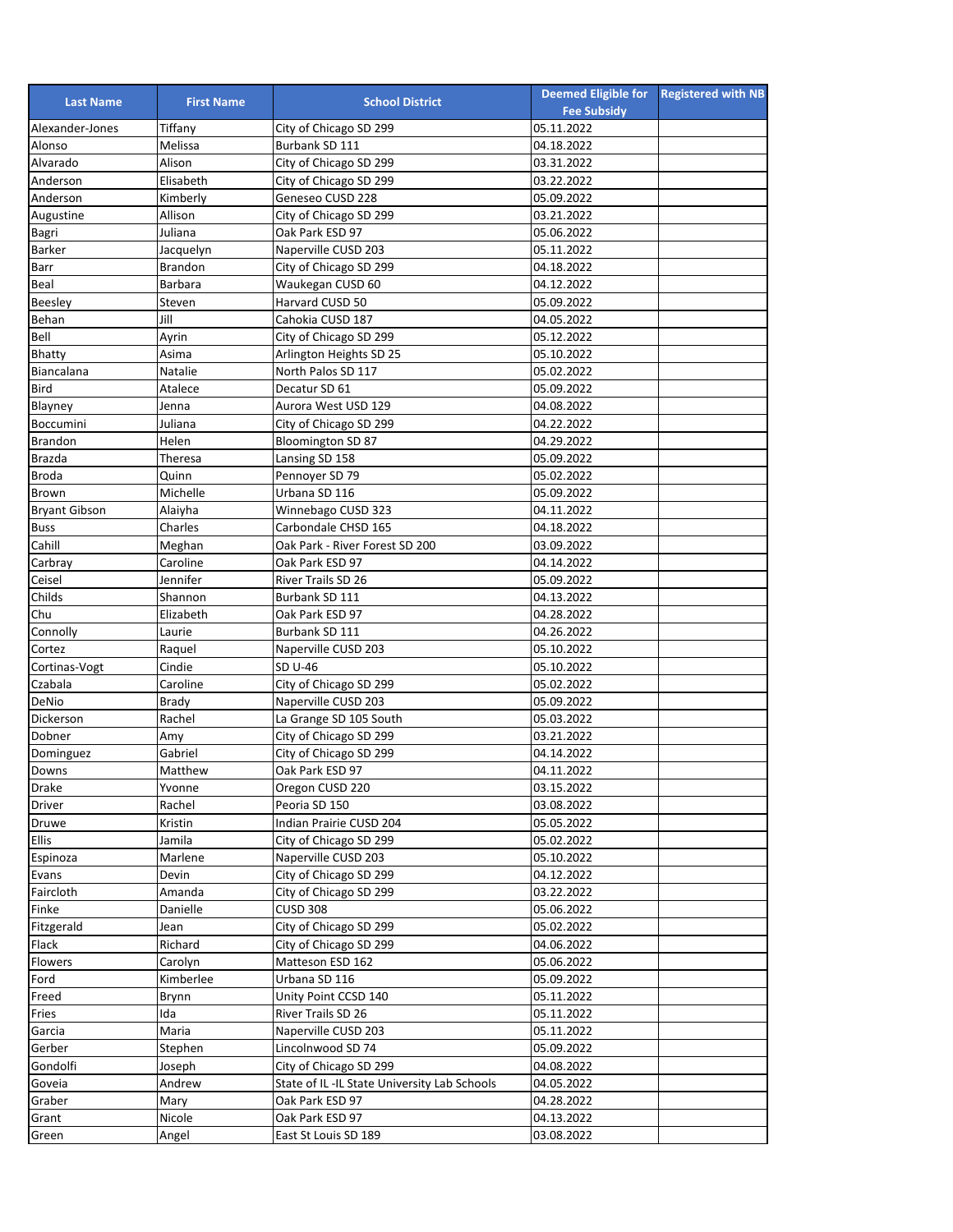| Last Name | First Name | School District | Deemed Eligible for Fee Subsidy | Registered with NB |
|---|---|---|---|---|
| Alexander-Jones | Tiffany | City of Chicago SD 299 | 05.11.2022 | |
| Alonso | Melissa | Burbank SD 111 | 04.18.2022 | |
| Alvarado | Alison | City of Chicago SD 299 | 03.31.2022 | |
| Anderson | Elisabeth | City of Chicago SD 299 | 03.22.2022 | |
| Anderson | Kimberly | Geneseo CUSD 228 | 05.09.2022 | |
| Augustine | Allison | City of Chicago SD 299 | 03.21.2022 | |
| Bagri | Juliana | Oak Park ESD 97 | 05.06.2022 | |
| Barker | Jacquelyn | Naperville CUSD 203 | 05.11.2022 | |
| Barr | Brandon | City of Chicago SD 299 | 04.18.2022 | |
| Beal | Barbara | Waukegan CUSD 60 | 04.12.2022 | |
| Beesley | Steven | Harvard CUSD 50 | 05.09.2022 | |
| Behan | Jill | Cahokia CUSD 187 | 04.05.2022 | |
| Bell | Ayrin | City of Chicago SD 299 | 05.12.2022 | |
| Bhatty | Asima | Arlington Heights SD 25 | 05.10.2022 | |
| Biancalana | Natalie | North Palos SD 117 | 05.02.2022 | |
| Bird | Atalece | Decatur SD 61 | 05.09.2022 | |
| Blayney | Jenna | Aurora West USD 129 | 04.08.2022 | |
| Boccumini | Juliana | City of Chicago SD 299 | 04.22.2022 | |
| Brandon | Helen | Bloomington SD 87 | 04.29.2022 | |
| Brazda | Theresa | Lansing SD 158 | 05.09.2022 | |
| Broda | Quinn | Pennoyer SD 79 | 05.02.2022 | |
| Brown | Michelle | Urbana SD 116 | 05.09.2022 | |
| Bryant Gibson | Alaiyha | Winnebago CUSD 323 | 04.11.2022 | |
| Buss | Charles | Carbondale CHSD 165 | 04.18.2022 | |
| Cahill | Meghan | Oak Park - River Forest SD 200 | 03.09.2022 | |
| Carbray | Caroline | Oak Park ESD 97 | 04.14.2022 | |
| Ceisel | Jennifer | River Trails SD 26 | 05.09.2022 | |
| Childs | Shannon | Burbank SD 111 | 04.13.2022 | |
| Chu | Elizabeth | Oak Park ESD 97 | 04.28.2022 | |
| Connolly | Laurie | Burbank SD 111 | 04.26.2022 | |
| Cortez | Raquel | Naperville CUSD 203 | 05.10.2022 | |
| Cortinas-Vogt | Cindie | SD U-46 | 05.10.2022 | |
| Czabala | Caroline | City of Chicago SD 299 | 05.02.2022 | |
| DeNio | Brady | Naperville CUSD 203 | 05.09.2022 | |
| Dickerson | Rachel | La Grange SD 105 South | 05.03.2022 | |
| Dobner | Amy | City of Chicago SD 299 | 03.21.2022 | |
| Dominguez | Gabriel | City of Chicago SD 299 | 04.14.2022 | |
| Downs | Matthew | Oak Park ESD 97 | 04.11.2022 | |
| Drake | Yvonne | Oregon CUSD 220 | 03.15.2022 | |
| Driver | Rachel | Peoria SD 150 | 03.08.2022 | |
| Druwe | Kristin | Indian Prairie CUSD 204 | 05.05.2022 | |
| Ellis | Jamila | City of Chicago SD 299 | 05.02.2022 | |
| Espinoza | Marlene | Naperville CUSD 203 | 05.10.2022 | |
| Evans | Devin | City of Chicago SD 299 | 04.12.2022 | |
| Faircloth | Amanda | City of Chicago SD 299 | 03.22.2022 | |
| Finke | Danielle | CUSD 308 | 05.06.2022 | |
| Fitzgerald | Jean | City of Chicago SD 299 | 05.02.2022 | |
| Flack | Richard | City of Chicago SD 299 | 04.06.2022 | |
| Flowers | Carolyn | Matteson ESD 162 | 05.06.2022 | |
| Ford | Kimberlee | Urbana SD 116 | 05.09.2022 | |
| Freed | Brynn | Unity Point CCSD 140 | 05.11.2022 | |
| Fries | Ida | River Trails SD 26 | 05.11.2022 | |
| Garcia | Maria | Naperville CUSD 203 | 05.11.2022 | |
| Gerber | Stephen | Lincolnwood SD 74 | 05.09.2022 | |
| Gondolfi | Joseph | City of Chicago SD 299 | 04.08.2022 | |
| Goveia | Andrew | State of IL -IL State University Lab Schools | 04.05.2022 | |
| Graber | Mary | Oak Park ESD 97 | 04.28.2022 | |
| Grant | Nicole | Oak Park ESD 97 | 04.13.2022 | |
| Green | Angel | East St Louis SD 189 | 03.08.2022 | |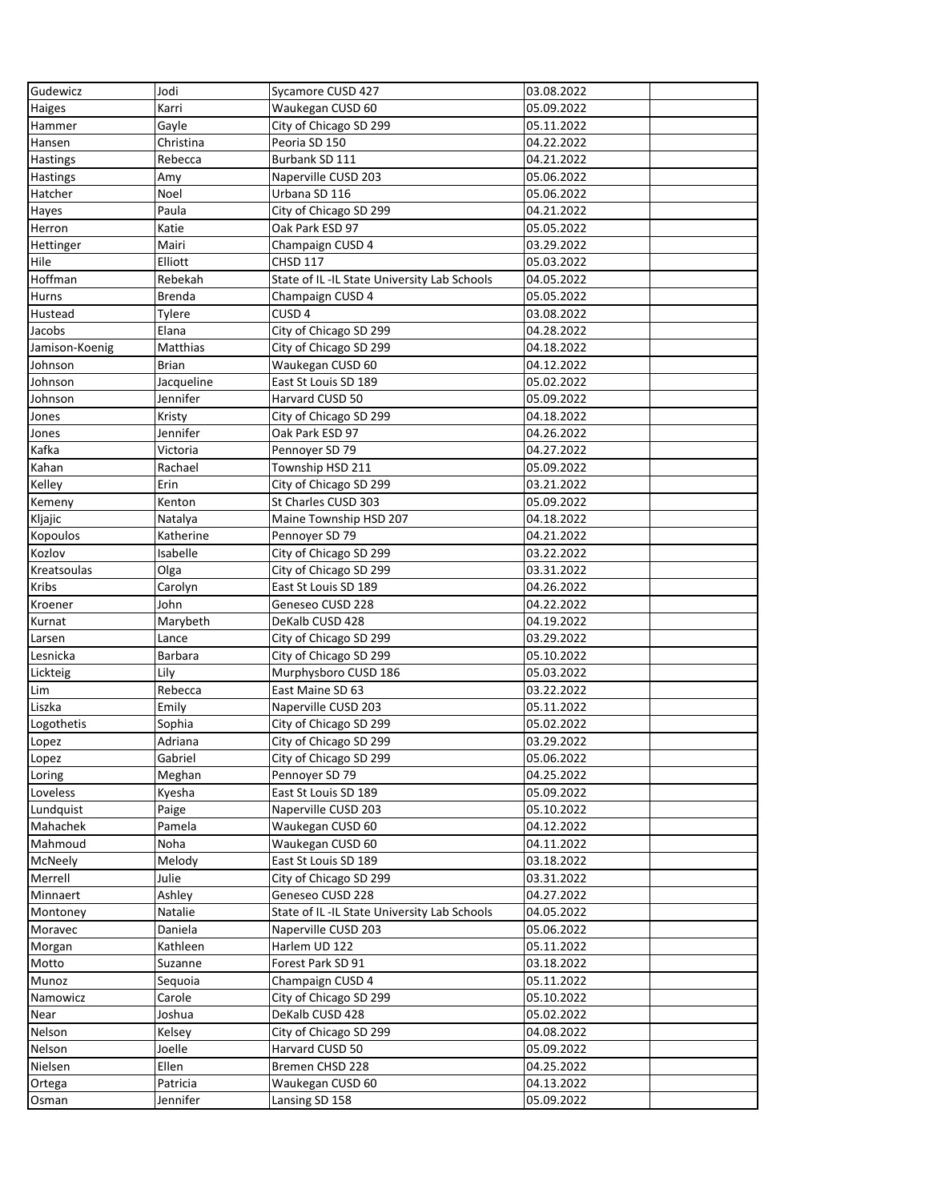| | | | | |
|---|---|---|---|---|
| Gudewicz | Jodi | Sycamore CUSD 427 | 03.08.2022 | |
| Haiges | Karri | Waukegan CUSD 60 | 05.09.2022 | |
| Hammer | Gayle | City of Chicago SD 299 | 05.11.2022 | |
| Hansen | Christina | Peoria SD 150 | 04.22.2022 | |
| Hastings | Rebecca | Burbank SD 111 | 04.21.2022 | |
| Hastings | Amy | Naperville CUSD 203 | 05.06.2022 | |
| Hatcher | Noel | Urbana SD 116 | 05.06.2022 | |
| Hayes | Paula | City of Chicago SD 299 | 04.21.2022 | |
| Herron | Katie | Oak Park ESD 97 | 05.05.2022 | |
| Hettinger | Mairi | Champaign CUSD 4 | 03.29.2022 | |
| Hile | Elliott | CHSD 117 | 05.03.2022 | |
| Hoffman | Rebekah | State of IL -IL State University Lab Schools | 04.05.2022 | |
| Hurns | Brenda | Champaign CUSD 4 | 05.05.2022 | |
| Hustead | Tylere | CUSD 4 | 03.08.2022 | |
| Jacobs | Elana | City of Chicago SD 299 | 04.28.2022 | |
| Jamison-Koenig | Matthias | City of Chicago SD 299 | 04.18.2022 | |
| Johnson | Brian | Waukegan CUSD 60 | 04.12.2022 | |
| Johnson | Jacqueline | East St Louis SD 189 | 05.02.2022 | |
| Johnson | Jennifer | Harvard CUSD 50 | 05.09.2022 | |
| Jones | Kristy | City of Chicago SD 299 | 04.18.2022 | |
| Jones | Jennifer | Oak Park ESD 97 | 04.26.2022 | |
| Kafka | Victoria | Pennoyer SD 79 | 04.27.2022 | |
| Kahan | Rachael | Township HSD 211 | 05.09.2022 | |
| Kelley | Erin | City of Chicago SD 299 | 03.21.2022 | |
| Kemeny | Kenton | St Charles CUSD 303 | 05.09.2022 | |
| Kljajic | Natalya | Maine Township HSD 207 | 04.18.2022 | |
| Kopoulos | Katherine | Pennoyer SD 79 | 04.21.2022 | |
| Kozlov | Isabelle | City of Chicago SD 299 | 03.22.2022 | |
| Kreatsoulas | Olga | City of Chicago SD 299 | 03.31.2022 | |
| Kribs | Carolyn | East St Louis SD 189 | 04.26.2022 | |
| Kroener | John | Geneseo CUSD 228 | 04.22.2022 | |
| Kurnat | Marybeth | DeKalb CUSD 428 | 04.19.2022 | |
| Larsen | Lance | City of Chicago SD 299 | 03.29.2022 | |
| Lesnicka | Barbara | City of Chicago SD 299 | 05.10.2022 | |
| Lickteig | Lily | Murphysboro CUSD 186 | 05.03.2022 | |
| Lim | Rebecca | East Maine SD 63 | 03.22.2022 | |
| Liszka | Emily | Naperville CUSD 203 | 05.11.2022 | |
| Logothetis | Sophia | City of Chicago SD 299 | 05.02.2022 | |
| Lopez | Adriana | City of Chicago SD 299 | 03.29.2022 | |
| Lopez | Gabriel | City of Chicago SD 299 | 05.06.2022 | |
| Loring | Meghan | Pennoyer SD 79 | 04.25.2022 | |
| Loveless | Kyesha | East St Louis SD 189 | 05.09.2022 | |
| Lundquist | Paige | Naperville CUSD 203 | 05.10.2022 | |
| Mahachek | Pamela | Waukegan CUSD 60 | 04.12.2022 | |
| Mahmoud | Noha | Waukegan CUSD 60 | 04.11.2022 | |
| McNeely | Melody | East St Louis SD 189 | 03.18.2022 | |
| Merrell | Julie | City of Chicago SD 299 | 03.31.2022 | |
| Minnaert | Ashley | Geneseo CUSD 228 | 04.27.2022 | |
| Montoney | Natalie | State of IL -IL State University Lab Schools | 04.05.2022 | |
| Moravec | Daniela | Naperville CUSD 203 | 05.06.2022 | |
| Morgan | Kathleen | Harlem UD 122 | 05.11.2022 | |
| Motto | Suzanne | Forest Park SD 91 | 03.18.2022 | |
| Munoz | Sequoia | Champaign CUSD 4 | 05.11.2022 | |
| Namowicz | Carole | City of Chicago SD 299 | 05.10.2022 | |
| Near | Joshua | DeKalb CUSD 428 | 05.02.2022 | |
| Nelson | Kelsey | City of Chicago SD 299 | 04.08.2022 | |
| Nelson | Joelle | Harvard CUSD 50 | 05.09.2022 | |
| Nielsen | Ellen | Bremen CHSD 228 | 04.25.2022 | |
| Ortega | Patricia | Waukegan CUSD 60 | 04.13.2022 | |
| Osman | Jennifer | Lansing SD 158 | 05.09.2022 | |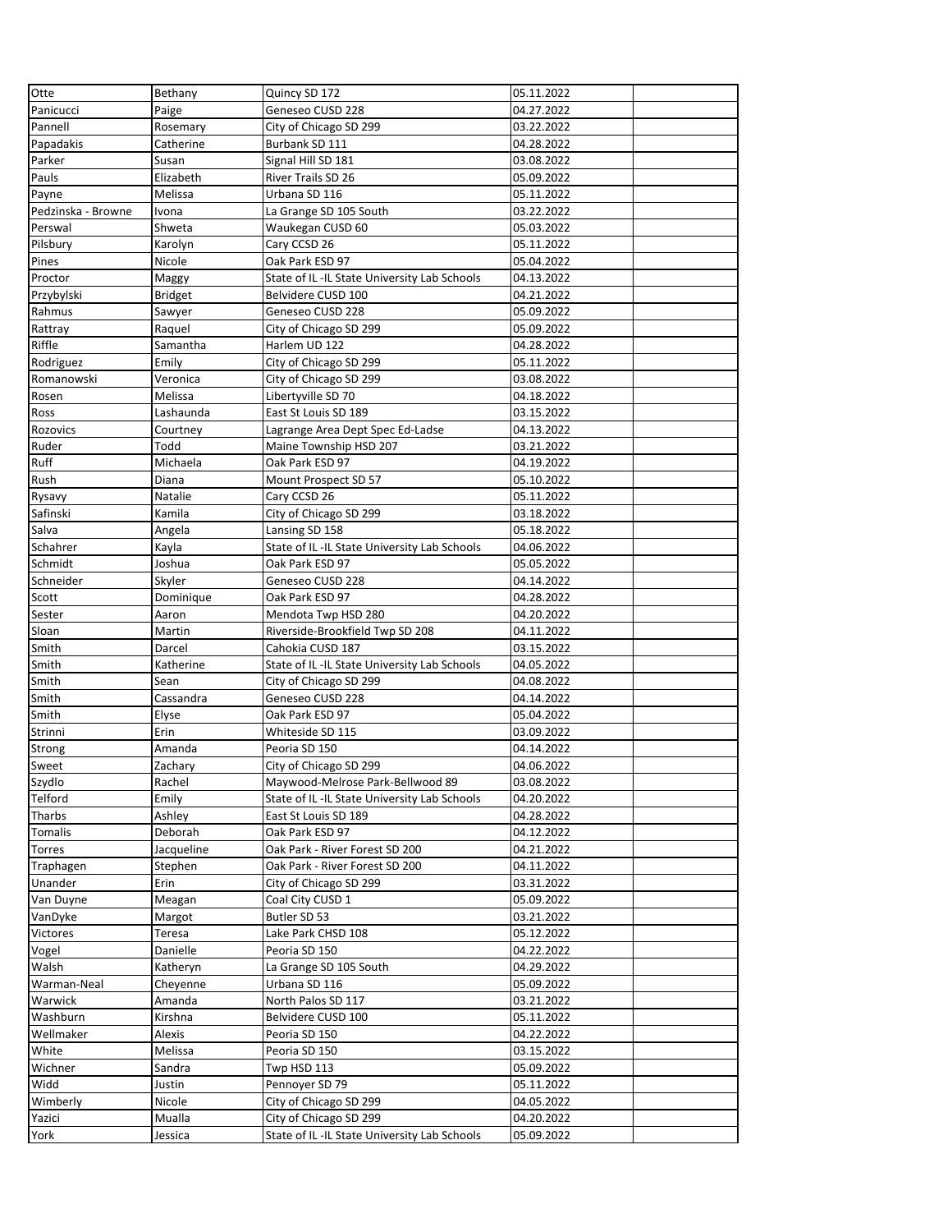| | | | | |
|---|---|---|---|---|
| Otte | Bethany | Quincy SD 172 | 05.11.2022 | |
| Panicucci | Paige | Geneseo CUSD 228 | 04.27.2022 | |
| Pannell | Rosemary | City of Chicago SD 299 | 03.22.2022 | |
| Papadakis | Catherine | Burbank SD 111 | 04.28.2022 | |
| Parker | Susan | Signal Hill SD 181 | 03.08.2022 | |
| Pauls | Elizabeth | River Trails SD 26 | 05.09.2022 | |
| Payne | Melissa | Urbana SD 116 | 05.11.2022 | |
| Pedzinska - Browne | Ivona | La Grange SD 105 South | 03.22.2022 | |
| Perswal | Shweta | Waukegan CUSD 60 | 05.03.2022 | |
| Pilsbury | Karolyn | Cary CCSD 26 | 05.11.2022 | |
| Pines | Nicole | Oak Park ESD 97 | 05.04.2022 | |
| Proctor | Maggy | State of IL -IL State University Lab Schools | 04.13.2022 | |
| Przybylski | Bridget | Belvidere CUSD 100 | 04.21.2022 | |
| Rahmus | Sawyer | Geneseo CUSD 228 | 05.09.2022 | |
| Rattray | Raquel | City of Chicago SD 299 | 05.09.2022 | |
| Riffle | Samantha | Harlem UD 122 | 04.28.2022 | |
| Rodriguez | Emily | City of Chicago SD 299 | 05.11.2022 | |
| Romanowski | Veronica | City of Chicago SD 299 | 03.08.2022 | |
| Rosen | Melissa | Libertyville SD 70 | 04.18.2022 | |
| Ross | Lashaunda | East St Louis SD 189 | 03.15.2022 | |
| Rozovics | Courtney | Lagrange Area Dept Spec Ed-Ladse | 04.13.2022 | |
| Ruder | Todd | Maine Township HSD 207 | 03.21.2022 | |
| Ruff | Michaela | Oak Park ESD 97 | 04.19.2022 | |
| Rush | Diana | Mount Prospect SD 57 | 05.10.2022 | |
| Rysavy | Natalie | Cary CCSD 26 | 05.11.2022 | |
| Safinski | Kamila | City of Chicago SD 299 | 03.18.2022 | |
| Salva | Angela | Lansing SD 158 | 05.18.2022 | |
| Schahrer | Kayla | State of IL -IL State University Lab Schools | 04.06.2022 | |
| Schmidt | Joshua | Oak Park ESD 97 | 05.05.2022 | |
| Schneider | Skyler | Geneseo CUSD 228 | 04.14.2022 | |
| Scott | Dominique | Oak Park ESD 97 | 04.28.2022 | |
| Sester | Aaron | Mendota Twp HSD 280 | 04.20.2022 | |
| Sloan | Martin | Riverside-Brookfield Twp SD 208 | 04.11.2022 | |
| Smith | Darcel | Cahokia CUSD 187 | 03.15.2022 | |
| Smith | Katherine | State of IL -IL State University Lab Schools | 04.05.2022 | |
| Smith | Sean | City of Chicago SD 299 | 04.08.2022 | |
| Smith | Cassandra | Geneseo CUSD 228 | 04.14.2022 | |
| Smith | Elyse | Oak Park ESD 97 | 05.04.2022 | |
| Strinni | Erin | Whiteside SD 115 | 03.09.2022 | |
| Strong | Amanda | Peoria SD 150 | 04.14.2022 | |
| Sweet | Zachary | City of Chicago SD 299 | 04.06.2022 | |
| Szydlo | Rachel | Maywood-Melrose Park-Bellwood 89 | 03.08.2022 | |
| Telford | Emily | State of IL -IL State University Lab Schools | 04.20.2022 | |
| Tharbs | Ashley | East St Louis SD 189 | 04.28.2022 | |
| Tomalis | Deborah | Oak Park ESD 97 | 04.12.2022 | |
| Torres | Jacqueline | Oak Park - River Forest SD 200 | 04.21.2022 | |
| Traphagen | Stephen | Oak Park - River Forest SD 200 | 04.11.2022 | |
| Unander | Erin | City of Chicago SD 299 | 03.31.2022 | |
| Van Duyne | Meagan | Coal City CUSD 1 | 05.09.2022 | |
| VanDyke | Margot | Butler SD 53 | 03.21.2022 | |
| Victores | Teresa | Lake Park CHSD 108 | 05.12.2022 | |
| Vogel | Danielle | Peoria SD 150 | 04.22.2022 | |
| Walsh | Katheryn | La Grange SD 105 South | 04.29.2022 | |
| Warman-Neal | Cheyenne | Urbana SD 116 | 05.09.2022 | |
| Warwick | Amanda | North Palos SD 117 | 03.21.2022 | |
| Washburn | Kirshna | Belvidere CUSD 100 | 05.11.2022 | |
| Wellmaker | Alexis | Peoria SD 150 | 04.22.2022 | |
| White | Melissa | Peoria SD 150 | 03.15.2022 | |
| Wichner | Sandra | Twp HSD 113 | 05.09.2022 | |
| Widd | Justin | Pennoyer SD 79 | 05.11.2022 | |
| Wimberly | Nicole | City of Chicago SD 299 | 04.05.2022 | |
| Yazici | Mualla | City of Chicago SD 299 | 04.20.2022 | |
| York | Jessica | State of IL -IL State University Lab Schools | 05.09.2022 | |